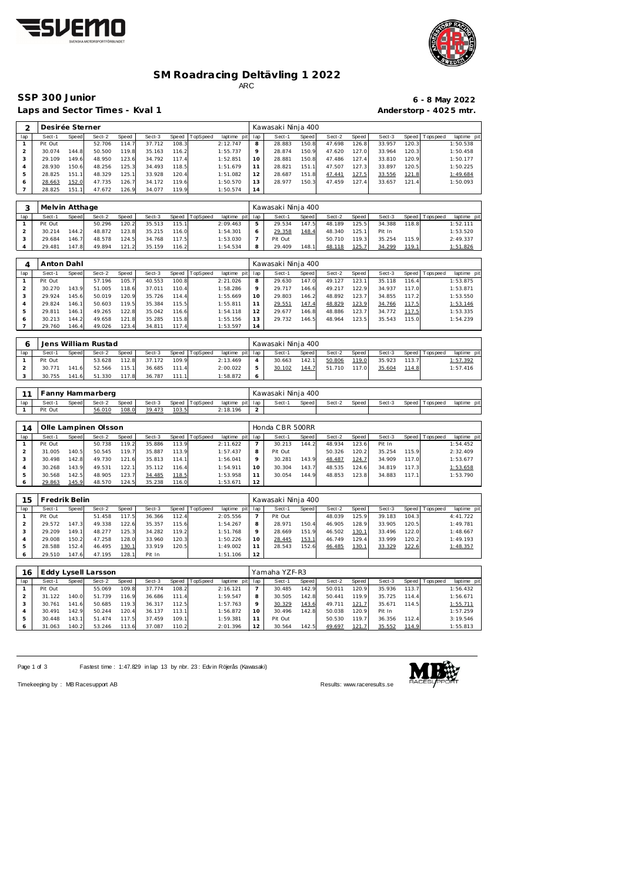# SM Roadracing Deltävling 1 2022

ARC

## SSP 300 Junior

**6 - 8 May 2022**

**Laps and Sector Times - Kval 1**

**Anderstorp - 4025 mtr.**

### 2 Desirée Sterner — Kawasaki Ninja 400

| lap | Sect-1 | Speed | Sect-2 | Speed | Sect-3 | Speed | TopSpeed | laptime pit | lap | Sect-1 | Speed | Sect-2 | Speed | Sect-3 | Speed | Topspeed | laptime pit |
|---|---|---|---|---|---|---|---|---|---|---|---|---|---|---|---|---|---|
| 1 | Pit Out | | 52.706 | 114.7 | 37.712 | 108.3 | | 2:12.747 | 8 | 28.883 | 150.8 | 47.698 | 126.8 | 33.957 | 120.3 | | 1:50.538 |
| 2 | 30.074 | 144.8 | 50.500 | 119.8 | 35.163 | 116.2 | | 1:55.737 | 9 | 28.874 | 150.9 | 47.620 | 127.0 | 33.964 | 120.3 | | 1:50.458 |
| 3 | 29.109 | 149.6 | 48.950 | 123.6 | 34.792 | 117.4 | | 1:52.851 | 10 | 28.881 | 150.8 | 47.486 | 127.4 | 33.810 | 120.9 | | 1:50.177 |
| 4 | 28.930 | 150.6 | 48.256 | 125.3 | 34.493 | 118.5 | | 1:51.679 | 11 | 28.821 | 151.1 | 47.507 | 127.3 | 33.897 | 120.5 | | 1:50.225 |
| 5 | 28.825 | 151.1 | 48.329 | 125.1 | 33.928 | 120.4 | | 1:51.082 | 12 | 28.687 | 151.8 | 47.441 | 127.5 | 33.556 | 121.8 | | 1:49.684 |
| 6 | 28.663 | 152.0 | 47.735 | 126.7 | 34.172 | 119.6 | | 1:50.570 | 13 | 28.977 | 150.3 | 47.459 | 127.4 | 33.657 | 121.4 | | 1:50.093 |
| 7 | 28.825 | 151.1 | 47.672 | 126.9 | 34.077 | 119.9 | | 1:50.574 | 14 | | | | | | | | |

### 3 Melvin Atthage — Kawasaki Ninja 400

| lap | Sect-1 | Speed | Sect-2 | Speed | Sect-3 | Speed | TopSpeed | laptime pit | lap | Sect-1 | Speed | Sect-2 | Speed | Sect-3 | Speed | Topspeed | laptime pit |
|---|---|---|---|---|---|---|---|---|---|---|---|---|---|---|---|---|---|
| 1 | Pit Out | | 50.296 | 120.2 | 35.513 | 115.1 | | 2:09.463 | 5 | 29.534 | 147.5 | 48.189 | 125.5 | 34.388 | 118.8 | | 1:52.111 |
| 2 | 30.214 | 144.2 | 48.872 | 123.8 | 35.215 | 116.0 | | 1:54.301 | 6 | 29.358 | 148.4 | 48.340 | 125.1 | Pit In | | | 1:53.520 |
| 3 | 29.684 | 146.7 | 48.578 | 124.5 | 34.768 | 117.5 | | 1:53.030 | 7 | Pit Out | | 50.710 | 119.3 | 35.254 | 115.9 | | 2:49.337 |
| 4 | 29.481 | 147.8 | 49.894 | 121.2 | 35.159 | 116.2 | | 1:54.534 | 8 | 29.409 | 148.1 | 48.118 | 125.7 | 34.299 | 119.1 | | 1:51.826 |

### 4 Anton Dahl — Kawasaki Ninja 400

| lap | Sect-1 | Speed | Sect-2 | Speed | Sect-3 | Speed | TopSpeed | laptime pit | lap | Sect-1 | Speed | Sect-2 | Speed | Sect-3 | Speed | Topspeed | laptime pit |
|---|---|---|---|---|---|---|---|---|---|---|---|---|---|---|---|---|---|
| 1 | Pit Out | | 57.196 | 105.7 | 40.553 | 100.8 | | 2:21.026 | 8 | 29.630 | 147.0 | 49.127 | 123.1 | 35.118 | 116.4 | | 1:53.875 |
| 2 | 30.270 | 143.9 | 51.005 | 118.6 | 37.011 | 110.4 | | 1:58.286 | 9 | 29.717 | 146.6 | 49.217 | 122.9 | 34.937 | 117.0 | | 1:53.871 |
| 3 | 29.924 | 145.6 | 50.019 | 120.9 | 35.726 | 114.4 | | 1:55.669 | 10 | 29.803 | 146.2 | 48.892 | 123.7 | 34.855 | 117.2 | | 1:53.550 |
| 4 | 29.824 | 146.1 | 50.603 | 119.5 | 35.384 | 115.5 | | 1:55.811 | 11 | 29.551 | 147.4 | 48.829 | 123.9 | 34.766 | 117.5 | | 1:53.146 |
| 5 | 29.811 | 146.1 | 49.265 | 122.8 | 35.042 | 116.6 | | 1:54.118 | 12 | 29.677 | 146.8 | 48.886 | 123.7 | 34.772 | 117.5 | | 1:53.335 |
| 6 | 30.213 | 144.2 | 49.658 | 121.8 | 35.285 | 115.8 | | 1:55.156 | 13 | 29.732 | 146.5 | 48.964 | 123.5 | 35.543 | 115.0 | | 1:54.239 |
| 7 | 29.760 | 146.4 | 49.026 | 123.4 | 34.811 | 117.4 | | 1:53.597 | 14 | | | | | | | | |

### 6 Jens William Rustad — Kawasaki Ninja 400

| lap | Sect-1 | Speed | Sect-2 | Speed | Sect-3 | Speed | TopSpeed | laptime pit | lap | Sect-1 | Speed | Sect-2 | Speed | Sect-3 | Speed | Topspeed | laptime pit |
|---|---|---|---|---|---|---|---|---|---|---|---|---|---|---|---|---|---|
| 1 | Pit Out | | 53.628 | 112.8 | 37.172 | 109.9 | | 2:13.469 | 4 | 30.663 | 142.1 | 50.806 | 119.0 | 35.923 | 113.7 | | 1:57.392 |
| 2 | 30.771 | 141.6 | 52.566 | 115.1 | 36.685 | 111.4 | | 2:00.022 | 5 | 30.102 | 144.7 | 51.710 | 117.0 | 35.604 | 114.8 | | 1:57.416 |
| 3 | 30.755 | 141.6 | 51.330 | 117.8 | 36.787 | 111.1 | | 1:58.872 | 6 | | | | | | | | |

### 11 Fanny Hammarberg — Kawasaki Ninja 400

| lap | Sect-1 | Speed | Sect-2 | Speed | Sect-3 | Speed | TopSpeed | laptime pit | lap | Sect-1 | Speed | Sect-2 | Speed | Sect-3 | Speed | Topspeed | laptime pit |
|---|---|---|---|---|---|---|---|---|---|---|---|---|---|---|---|---|---|
| 1 | Pit Out | | 56.010 | 108.0 | 39.473 | 103.5 | | 2:18.196 | 2 | | | | | | | | |

### 14 Olle Lampinen Olsson — Honda CBR 500RR

| lap | Sect-1 | Speed | Sect-2 | Speed | Sect-3 | Speed | TopSpeed | laptime pit | lap | Sect-1 | Speed | Sect-2 | Speed | Sect-3 | Speed | Topspeed | laptime pit |
|---|---|---|---|---|---|---|---|---|---|---|---|---|---|---|---|---|---|
| 1 | Pit Out | | 50.738 | 119.2 | 35.886 | 113.9 | | 2:11.622 | 7 | 30.213 | 144.2 | 48.934 | 123.6 | Pit In | | | 1:54.452 |
| 2 | 31.005 | 140.5 | 50.545 | 119.7 | 35.887 | 113.9 | | 1:57.437 | 8 | Pit Out | | 50.326 | 120.2 | 35.254 | 115.9 | | 2:32.409 |
| 3 | 30.498 | 142.8 | 49.730 | 121.6 | 35.813 | 114.1 | | 1:56.041 | 9 | 30.281 | 143.9 | 48.487 | 124.7 | 34.909 | 117.0 | | 1:53.677 |
| 4 | 30.268 | 143.9 | 49.531 | 122.1 | 35.112 | 116.4 | | 1:54.911 | 10 | 30.304 | 143.7 | 48.535 | 124.6 | 34.819 | 117.3 | | 1:53.658 |
| 5 | 30.568 | 142.5 | 48.905 | 123.7 | 34.485 | 118.5 | | 1:53.958 | 11 | 30.054 | 144.9 | 48.853 | 123.8 | 34.883 | 117.1 | | 1:53.790 |
| 6 | 29.863 | 145.9 | 48.570 | 124.5 | 35.238 | 116.0 | | 1:53.671 | 12 | | | | | | | | |

### 15 Fredrik Belin — Kawasaki Ninja 400

| lap | Sect-1 | Speed | Sect-2 | Speed | Sect-3 | Speed | TopSpeed | laptime pit | lap | Sect-1 | Speed | Sect-2 | Speed | Sect-3 | Speed | Topspeed | laptime pit |
|---|---|---|---|---|---|---|---|---|---|---|---|---|---|---|---|---|---|
| 1 | Pit Out | | 51.458 | 117.5 | 36.366 | 112.4 | | 2:05.556 | 7 | Pit Out | | 48.039 | 125.9 | 39.183 | 104.3 | | 4:41.722 |
| 2 | 29.572 | 147.3 | 49.338 | 122.6 | 35.357 | 115.6 | | 1:54.267 | 8 | 28.971 | 150.4 | 46.905 | 128.9 | 33.905 | 120.5 | | 1:49.781 |
| 3 | 29.209 | 149.1 | 48.277 | 125.3 | 34.282 | 119.2 | | 1:51.768 | 9 | 28.669 | 151.9 | 46.502 | 130.1 | 33.496 | 122.0 | | 1:48.667 |
| 4 | 29.008 | 150.2 | 47.258 | 128.0 | 33.960 | 120.3 | | 1:50.226 | 10 | 28.445 | 153.1 | 46.749 | 129.4 | 33.999 | 120.2 | | 1:49.193 |
| 5 | 28.588 | 152.4 | 46.495 | 130.1 | 33.919 | 120.5 | | 1:49.002 | 11 | 28.543 | 152.6 | 46.485 | 130.1 | 33.329 | 122.6 | | 1:48.357 |
| 6 | 29.510 | 147.6 | 47.195 | 128.1 | Pit In | | | 1:51.106 | 12 | | | | | | | | |

### 16 Eddy Lysell Larsson — Yamaha YZF-R3

| lap | Sect-1 | Speed | Sect-2 | Speed | Sect-3 | Speed | TopSpeed | laptime pit | lap | Sect-1 | Speed | Sect-2 | Speed | Sect-3 | Speed | Topspeed | laptime pit |
|---|---|---|---|---|---|---|---|---|---|---|---|---|---|---|---|---|---|
| 1 | Pit Out | | 55.069 | 109.8 | 37.774 | 108.2 | | 2:16.121 | 7 | 30.485 | 142.9 | 50.011 | 120.9 | 35.936 | 113.7 | | 1:56.432 |
| 2 | 31.122 | 140.0 | 51.739 | 116.9 | 36.686 | 111.4 | | 1:59.547 | 8 | 30.505 | 142.8 | 50.441 | 119.9 | 35.725 | 114.4 | | 1:56.671 |
| 3 | 30.761 | 141.6 | 50.685 | 119.3 | 36.317 | 112.5 | | 1:57.763 | 9 | 30.329 | 143.6 | 49.711 | 121.7 | 35.671 | 114.5 | | 1:55.711 |
| 4 | 30.491 | 142.9 | 50.244 | 120.4 | 36.137 | 113.1 | | 1:56.872 | 10 | 30.496 | 142.8 | 50.038 | 120.9 | Pit In | | | 1:57.259 |
| 5 | 30.448 | 143.1 | 51.474 | 117.5 | 37.459 | 109.1 | | 1:59.381 | 11 | Pit Out | | 50.530 | 119.7 | 36.356 | 112.4 | | 3:19.546 |
| 6 | 31.063 | 140.2 | 53.246 | 113.6 | 37.087 | 110.2 | | 2:01.396 | 12 | 30.564 | 142.5 | 49.697 | 121.7 | 35.552 | 114.9 | | 1:55.813 |

Fastest time : 1:47.829 in lap 13 by nbr. 23 : Edvin Röjerås (Kawasaki)

Timekeeping by : MB Racesupport AB

Results: www.raceresults.se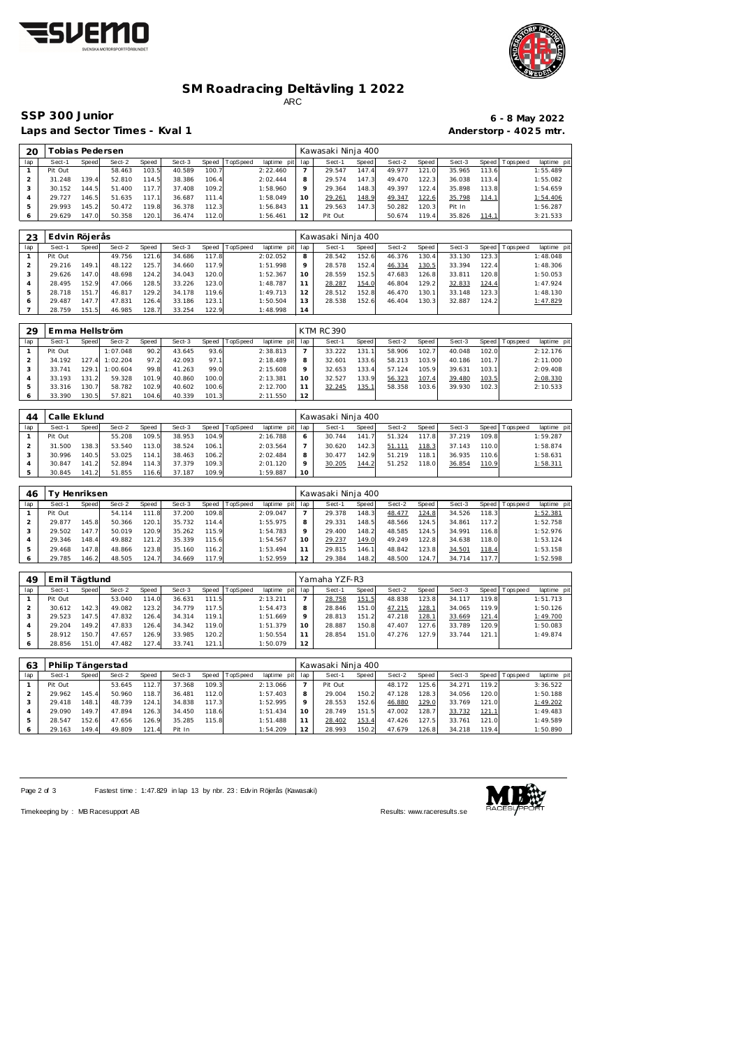# SM Roadracing Deltävling 1 2022

ARC

## SSP 300 Junior

**6 - 8 May 2022**

**Laps and Sector Times - Kval 1**

**Anderstorp - 4025 mtr.**

| 20 | Tobias Pedersen | | | | | | | | | Kawasaki Ninja 400 | | | | | | | |
|---|---|---|---|---|---|---|---|---|---|---|---|---|---|---|---|---|---|
| lap | Sect-1 | Speed | Sect-2 | Speed | Sect-3 | Speed | TopSpeed | laptime pit | lap | Sect-1 | Speed | Sect-2 | Speed | Sect-3 | Speed | Topspeed | laptime pit |
| 1 | Pit Out | | 58.463 | 103.5 | 40.589 | 100.7 | | 2:22.460 | 7 | 29.547 | 147.4 | 49.977 | 121.0 | 35.965 | 113.6 | | 1:55.489 |
| 2 | 31.248 | 139.4 | 52.810 | 114.5 | 38.386 | 106.4 | | 2:02.444 | 8 | 29.574 | 147.3 | 49.470 | 122.3 | 36.038 | 113.4 | | 1:55.082 |
| 3 | 30.152 | 144.5 | 51.400 | 117.7 | 37.408 | 109.2 | | 1:58.960 | 9 | 29.364 | 148.3 | 49.397 | 122.4 | 35.898 | 113.8 | | 1:54.659 |
| 4 | 29.727 | 146.5 | 51.635 | 117.1 | 36.687 | 111.4 | | 1:58.049 | 10 | 29.261 | 148.9 | 49.347 | 122.6 | 35.798 | 114.1 | | 1:54.406 |
| 5 | 29.993 | 145.2 | 50.472 | 119.8 | 36.378 | 112.3 | | 1:56.843 | 11 | 29.563 | 147.3 | 50.282 | 120.3 | Pit In | | | 1:56.287 |
| 6 | 29.629 | 147.0 | 50.358 | 120.1 | 36.474 | 112.0 | | 1:56.461 | 12 | Pit Out | | 50.674 | 119.4 | 35.826 | 114.1 | | 3:21.533 |

| 23 | Edvin Röjerås | | | | | | | | | Kawasaki Ninja 400 | | | | | | | |
|---|---|---|---|---|---|---|---|---|---|---|---|---|---|---|---|---|---|
| lap | Sect-1 | Speed | Sect-2 | Speed | Sect-3 | Speed | TopSpeed | laptime pit | lap | Sect-1 | Speed | Sect-2 | Speed | Sect-3 | Speed | Topspeed | laptime pit |
| 1 | Pit Out | | 49.756 | 121.6 | 34.686 | 117.8 | | 2:02.052 | 8 | 28.542 | 152.6 | 46.376 | 130.4 | 33.130 | 123.3 | | 1:48.048 |
| 2 | 29.216 | 149.1 | 48.122 | 125.7 | 34.660 | 117.9 | | 1:51.998 | 9 | 28.578 | 152.4 | 46.334 | 130.5 | 33.394 | 122.4 | | 1:48.306 |
| 3 | 29.626 | 147.0 | 48.698 | 124.2 | 34.043 | 120.0 | | 1:52.367 | 10 | 28.559 | 152.5 | 47.683 | 126.8 | 33.811 | 120.8 | | 1:50.053 |
| 4 | 28.495 | 152.9 | 47.066 | 128.5 | 33.226 | 123.0 | | 1:48.787 | 11 | 28.287 | 154.0 | 46.804 | 129.2 | 32.833 | 124.4 | | 1:47.924 |
| 5 | 28.718 | 151.7 | 46.817 | 129.2 | 34.178 | 119.6 | | 1:49.713 | 12 | 28.512 | 152.8 | 46.470 | 130.1 | 33.148 | 123.3 | | 1:48.130 |
| 6 | 29.487 | 147.7 | 47.831 | 126.4 | 33.186 | 123.1 | | 1:50.504 | 13 | 28.538 | 152.6 | 46.404 | 130.3 | 32.887 | 124.2 | | 1:47.829 |
| 7 | 28.759 | 151.5 | 46.985 | 128.7 | 33.254 | 122.9 | | 1:48.998 | 14 | | | | | | | | |

| 29 | Emma Hellström | | | | | | | | | KTM RC390 | | | | | | | |
|---|---|---|---|---|---|---|---|---|---|---|---|---|---|---|---|---|---|
| lap | Sect-1 | Speed | Sect-2 | Speed | Sect-3 | Speed | TopSpeed | laptime pit | lap | Sect-1 | Speed | Sect-2 | Speed | Sect-3 | Speed | Topspeed | laptime pit |
| 1 | Pit Out | | 1:07.048 | 90.2 | 43.645 | 93.6 | | 2:38.813 | 7 | 33.222 | 131.1 | 58.906 | 102.7 | 40.048 | 102.0 | | 2:12.176 |
| 2 | 34.192 | 127.4 | 1:02.204 | 97.2 | 42.093 | 97.1 | | 2:18.489 | 8 | 32.601 | 133.6 | 58.213 | 103.9 | 40.186 | 101.7 | | 2:11.000 |
| 3 | 33.741 | 129.1 | 1:00.604 | 99.8 | 41.263 | 99.0 | | 2:15.608 | 9 | 32.653 | 133.4 | 57.124 | 105.9 | 39.631 | 103.1 | | 2:09.408 |
| 4 | 33.193 | 131.2 | 59.328 | 101.9 | 40.860 | 100.0 | | 2:13.381 | 10 | 32.527 | 133.9 | 56.323 | 107.4 | 39.480 | 103.5 | | 2:08.330 |
| 5 | 33.316 | 130.7 | 58.782 | 102.9 | 40.602 | 100.6 | | 2:12.700 | 11 | 32.245 | 135.1 | 58.358 | 103.6 | 39.930 | 102.3 | | 2:10.533 |
| 6 | 33.390 | 130.5 | 57.821 | 104.6 | 40.339 | 101.3 | | 2:11.550 | 12 | | | | | | | | |

| 44 | Calle Eklund | | | | | | | | | Kawasaki Ninja 400 | | | | | | | |
|---|---|---|---|---|---|---|---|---|---|---|---|---|---|---|---|---|---|
| lap | Sect-1 | Speed | Sect-2 | Speed | Sect-3 | Speed | TopSpeed | laptime pit | lap | Sect-1 | Speed | Sect-2 | Speed | Sect-3 | Speed | Topspeed | laptime pit |
| 1 | Pit Out | | 55.208 | 109.5 | 38.953 | 104.9 | | 2:16.788 | 6 | 30.744 | 141.7 | 51.324 | 117.8 | 37.219 | 109.8 | | 1:59.287 |
| 2 | 31.500 | 138.3 | 53.540 | 113.0 | 38.524 | 106.1 | | 2:03.564 | 7 | 30.620 | 142.3 | 51.111 | 118.3 | 37.143 | 110.0 | | 1:58.874 |
| 3 | 30.996 | 140.5 | 53.025 | 114.1 | 38.463 | 106.2 | | 2:02.484 | 8 | 30.477 | 142.9 | 51.219 | 118.1 | 36.935 | 110.6 | | 1:58.631 |
| 4 | 30.847 | 141.2 | 52.894 | 114.3 | 37.379 | 109.3 | | 2:01.120 | 9 | 30.205 | 144.2 | 51.252 | 118.0 | 36.854 | 110.9 | | 1:58.311 |
| 5 | 30.845 | 141.2 | 51.855 | 116.6 | 37.187 | 109.9 | | 1:59.887 | 10 | | | | | | | | |

| 46 | Ty Henriksen | | | | | | | | | Kawasaki Ninja 400 | | | | | | | |
|---|---|---|---|---|---|---|---|---|---|---|---|---|---|---|---|---|---|
| lap | Sect-1 | Speed | Sect-2 | Speed | Sect-3 | Speed | TopSpeed | laptime pit | lap | Sect-1 | Speed | Sect-2 | Speed | Sect-3 | Speed | Topspeed | laptime pit |
| 1 | Pit Out | | 54.114 | 111.8 | 37.200 | 109.8 | | 2:09.047 | 7 | 29.378 | 148.3 | 48.477 | 124.8 | 34.526 | 118.3 | | 1:52.381 |
| 2 | 29.877 | 145.8 | 50.366 | 120.1 | 35.732 | 114.4 | | 1:55.975 | 8 | 29.331 | 148.5 | 48.566 | 124.5 | 34.861 | 117.2 | | 1:52.758 |
| 3 | 29.502 | 147.7 | 50.019 | 120.9 | 35.262 | 115.9 | | 1:54.783 | 9 | 29.400 | 148.2 | 48.585 | 124.5 | 34.991 | 116.8 | | 1:52.976 |
| 4 | 29.346 | 148.4 | 49.882 | 121.2 | 35.339 | 115.6 | | 1:54.567 | 10 | 29.237 | 149.0 | 49.249 | 122.8 | 34.638 | 118.0 | | 1:53.124 |
| 5 | 29.468 | 147.8 | 48.866 | 123.8 | 35.160 | 116.2 | | 1:53.494 | 11 | 29.815 | 146.1 | 48.842 | 123.8 | 34.501 | 118.4 | | 1:53.158 |
| 6 | 29.785 | 146.2 | 48.505 | 124.7 | 34.669 | 117.9 | | 1:52.959 | 12 | 29.384 | 148.2 | 48.500 | 124.7 | 34.714 | 117.7 | | 1:52.598 |

| 49 | Emil Tägtlund | | | | | | | | | Yamaha YZF-R3 | | | | | | | |
|---|---|---|---|---|---|---|---|---|---|---|---|---|---|---|---|---|---|
| lap | Sect-1 | Speed | Sect-2 | Speed | Sect-3 | Speed | TopSpeed | laptime pit | lap | Sect-1 | Speed | Sect-2 | Speed | Sect-3 | Speed | Topspeed | laptime pit |
| 1 | Pit Out | | 53.040 | 114.0 | 36.631 | 111.5 | | 2:13.211 | 7 | 28.758 | 151.5 | 48.838 | 123.8 | 34.117 | 119.8 | | 1:51.713 |
| 2 | 30.612 | 142.3 | 49.082 | 123.2 | 34.779 | 117.5 | | 1:54.473 | 8 | 28.846 | 151.0 | 47.215 | 128.1 | 34.065 | 119.9 | | 1:50.126 |
| 3 | 29.523 | 147.5 | 47.832 | 126.4 | 34.314 | 119.1 | | 1:51.669 | 9 | 28.813 | 151.2 | 47.218 | 128.1 | 33.669 | 121.4 | | 1:49.700 |
| 4 | 29.204 | 149.2 | 47.833 | 126.4 | 34.342 | 119.0 | | 1:51.379 | 10 | 28.887 | 150.8 | 47.407 | 127.6 | 33.789 | 120.9 | | 1:50.083 |
| 5 | 28.912 | 150.7 | 47.657 | 126.9 | 33.985 | 120.2 | | 1:50.554 | 11 | 28.854 | 151.0 | 47.276 | 127.9 | 33.744 | 121.1 | | 1:49.874 |
| 6 | 28.856 | 151.0 | 47.482 | 127.4 | 33.741 | 121.1 | | 1:50.079 | 12 | | | | | | | | |

| 63 | Philip Tängerstad | | | | | | | | | Kawasaki Ninja 400 | | | | | | | |
|---|---|---|---|---|---|---|---|---|---|---|---|---|---|---|---|---|---|
| lap | Sect-1 | Speed | Sect-2 | Speed | Sect-3 | Speed | TopSpeed | laptime pit | lap | Sect-1 | Speed | Sect-2 | Speed | Sect-3 | Speed | Topspeed | laptime pit |
| 1 | Pit Out | | 53.645 | 112.7 | 37.368 | 109.3 | | 2:13.066 | 7 | Pit Out | | 48.172 | 125.6 | 34.271 | 119.2 | | 3:36.522 |
| 2 | 29.962 | 145.4 | 50.960 | 118.7 | 36.481 | 112.0 | | 1:57.403 | 8 | 29.004 | 150.2 | 47.128 | 128.3 | 34.056 | 120.0 | | 1:50.188 |
| 3 | 29.418 | 148.1 | 48.739 | 124.1 | 34.838 | 117.3 | | 1:52.995 | 9 | 28.553 | 152.6 | 46.880 | 129.0 | 33.769 | 121.0 | | 1:49.202 |
| 4 | 29.090 | 149.7 | 47.894 | 126.3 | 34.450 | 118.6 | | 1:51.434 | 10 | 28.749 | 151.5 | 47.002 | 128.7 | 33.732 | 121.1 | | 1:49.483 |
| 5 | 28.547 | 152.6 | 47.656 | 126.9 | 35.285 | 115.8 | | 1:51.488 | 11 | 28.402 | 153.4 | 47.426 | 127.5 | 33.761 | 121.0 | | 1:49.589 |
| 6 | 29.163 | 149.4 | 49.809 | 121.4 | Pit In | | | 1:54.209 | 12 | 28.993 | 150.2 | 47.679 | 126.8 | 34.218 | 119.4 | | 1:50.890 |

Fastest time : 1:47.829 in lap 13 by nbr. 23 : Edvin Röjerås (Kawasaki)

Timekeeping by : MB Racesupport AB

Results: www.raceresults.se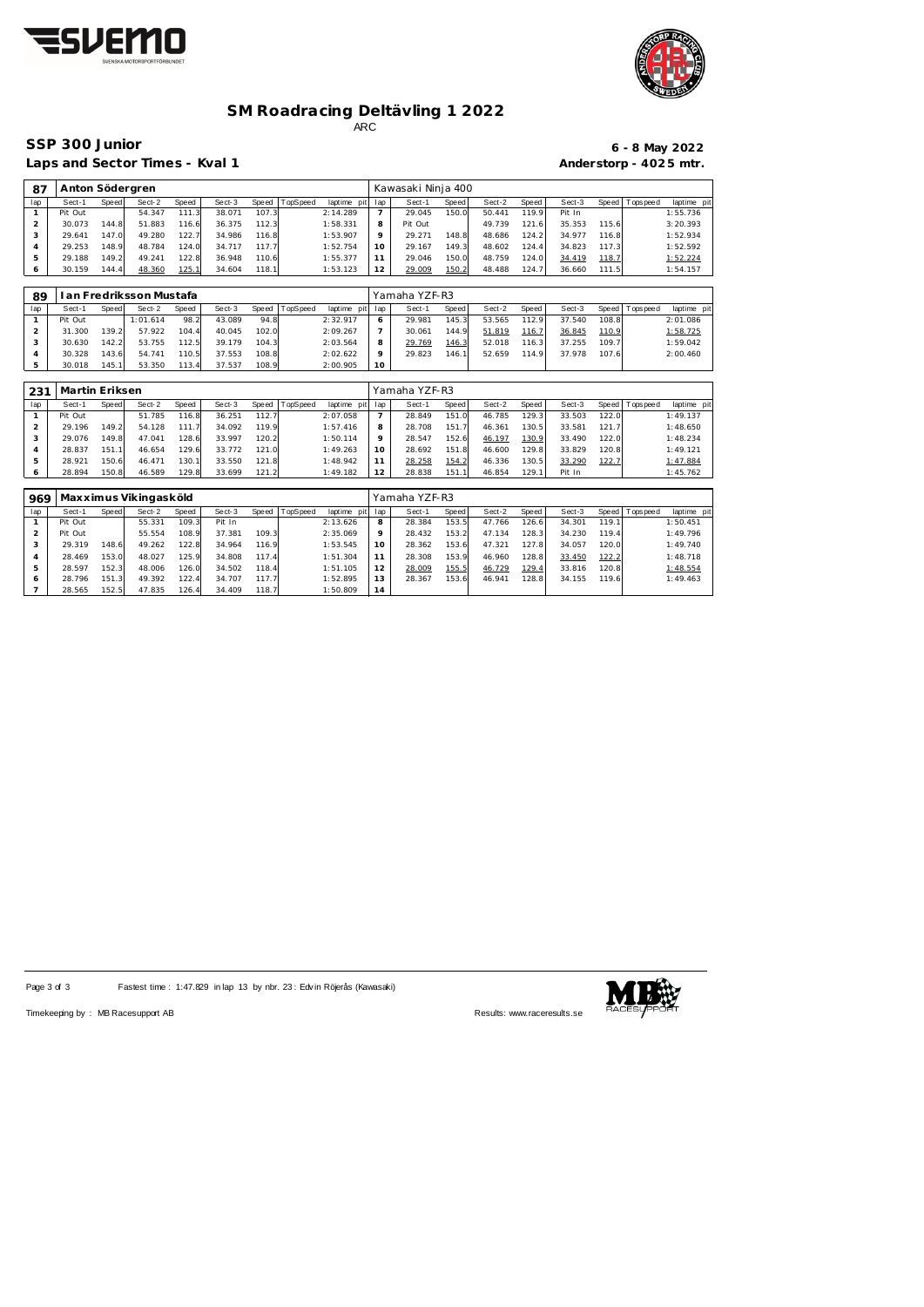# SM Roadracing Deltävling 1 2022

ARC

## SSP 300 Junior

**6 - 8 May 2022**

**Laps and Sector Times - Kval 1**

**Anderstorp - 4025 mtr.**

| 87 | Anton Södergren | | | | | | | | Kawasaki Ninja 400 | | | | | | | | |
|---|---|---|---|---|---|---|---|---|---|---|---|---|---|---|---|---|---|
| lap | Sect-1 | Speed | Sect-2 | Speed | Sect-3 | Speed | TopSpeed | laptime pit | lap | Sect-1 | Speed | Sect-2 | Speed | Sect-3 | Speed | Topspeed | laptime pit |
| 1 | Pit Out | | 54.347 | 111.3 | 38.071 | 107.3 | | 2:14.289 | 7 | 29.045 | 150.0 | 50.441 | 119.9 | Pit In | | | 1:55.736 |
| 2 | 30.073 | 144.8 | 51.883 | 116.6 | 36.375 | 112.3 | | 1:58.331 | 8 | Pit Out | | 49.739 | 121.6 | 35.353 | 115.6 | | 3:20.393 |
| 3 | 29.641 | 147.0 | 49.280 | 122.7 | 34.986 | 116.8 | | 1:53.907 | 9 | 29.271 | 148.8 | 48.686 | 124.2 | 34.977 | 116.8 | | 1:52.934 |
| 4 | 29.253 | 148.9 | 48.784 | 124.0 | 34.717 | 117.7 | | 1:52.754 | 10 | 29.167 | 149.3 | 48.602 | 124.4 | 34.823 | 117.3 | | 1:52.592 |
| 5 | 29.188 | 149.2 | 49.241 | 122.8 | 36.948 | 110.6 | | 1:55.377 | 11 | 29.046 | 150.0 | 48.759 | 124.0 | 34.419 | 118.7 | | 1:52.224 |
| 6 | 30.159 | 144.4 | 48.360 | 125.1 | 34.604 | 118.1 | | 1:53.123 | 12 | 29.009 | 150.2 | 48.488 | 124.7 | 36.660 | 111.5 | | 1:54.157 |

| 89 | Ian Fredriksson Mustafa | | | | | | | | Yamaha YZF-R3 | | | | | | | | |
|---|---|---|---|---|---|---|---|---|---|---|---|---|---|---|---|---|---|
| lap | Sect-1 | Speed | Sect-2 | Speed | Sect-3 | Speed | TopSpeed | laptime pit | lap | Sect-1 | Speed | Sect-2 | Speed | Sect-3 | Speed | Topspeed | laptime pit |
| 1 | Pit Out | | 1:01.614 | 98.2 | 43.089 | 94.8 | | 2:32.917 | 6 | 29.981 | 145.3 | 53.565 | 112.9 | 37.540 | 108.8 | | 2:01.086 |
| 2 | 31.300 | 139.2 | 57.922 | 104.4 | 40.045 | 102.0 | | 2:09.267 | 7 | 30.061 | 144.9 | 51.819 | 116.7 | 36.845 | 110.9 | | 1:58.725 |
| 3 | 30.630 | 142.2 | 53.755 | 112.5 | 39.179 | 104.3 | | 2:03.564 | 8 | 29.769 | 146.3 | 52.018 | 116.3 | 37.255 | 109.7 | | 1:59.042 |
| 4 | 30.328 | 143.6 | 54.741 | 110.5 | 37.553 | 108.8 | | 2:02.622 | 9 | 29.823 | 146.1 | 52.659 | 114.9 | 37.978 | 107.6 | | 2:00.460 |
| 5 | 30.018 | 145.1 | 53.350 | 113.4 | 37.537 | 108.9 | | 2:00.905 | 10 | | | | | | | | |

| 231 | Martin Eriksen | | | | | | | | Yamaha YZF-R3 | | | | | | | | |
|---|---|---|---|---|---|---|---|---|---|---|---|---|---|---|---|---|---|
| lap | Sect-1 | Speed | Sect-2 | Speed | Sect-3 | Speed | TopSpeed | laptime pit | lap | Sect-1 | Speed | Sect-2 | Speed | Sect-3 | Speed | Topspeed | laptime pit |
| 1 | Pit Out | | 51.785 | 116.8 | 36.251 | 112.7 | | 2:07.058 | 7 | 28.849 | 151.0 | 46.785 | 129.3 | 33.503 | 122.0 | | 1:49.137 |
| 2 | 29.196 | 149.2 | 54.128 | 111.7 | 34.092 | 119.9 | | 1:57.416 | 8 | 28.708 | 151.7 | 46.361 | 130.5 | 33.581 | 121.7 | | 1:48.650 |
| 3 | 29.076 | 149.8 | 47.041 | 128.6 | 33.997 | 120.2 | | 1:50.114 | 9 | 28.547 | 152.6 | 46.197 | 130.9 | 33.490 | 122.0 | | 1:48.234 |
| 4 | 28.837 | 151.1 | 46.654 | 129.6 | 33.772 | 121.0 | | 1:49.263 | 10 | 28.692 | 151.8 | 46.600 | 129.8 | 33.829 | 120.8 | | 1:49.121 |
| 5 | 28.921 | 150.6 | 46.471 | 130.1 | 33.550 | 121.8 | | 1:48.942 | 11 | 28.258 | 154.2 | 46.336 | 130.5 | 33.290 | 122.7 | | 1:47.884 |
| 6 | 28.894 | 150.8 | 46.589 | 129.8 | 33.699 | 121.2 | | 1:49.182 | 12 | 28.838 | 151.1 | 46.854 | 129.1 | Pit In | | | 1:45.762 |

| 969 | Maxximus Vikingasköld | | | | | | | | Yamaha YZF-R3 | | | | | | | | |
|---|---|---|---|---|---|---|---|---|---|---|---|---|---|---|---|---|---|
| lap | Sect-1 | Speed | Sect-2 | Speed | Sect-3 | Speed | TopSpeed | laptime pit | lap | Sect-1 | Speed | Sect-2 | Speed | Sect-3 | Speed | Topspeed | laptime pit |
| 1 | Pit Out | | 55.331 | 109.3 | Pit In | | | 2:13.626 | 8 | 28.384 | 153.5 | 47.766 | 126.6 | 34.301 | 119.1 | | 1:50.451 |
| 2 | Pit Out | | 55.554 | 108.9 | 37.381 | 109.3 | | 2:35.069 | 9 | 28.432 | 153.2 | 47.134 | 128.3 | 34.230 | 119.4 | | 1:49.796 |
| 3 | 29.319 | 148.6 | 49.262 | 122.8 | 34.964 | 116.9 | | 1:53.545 | 10 | 28.362 | 153.6 | 47.321 | 127.8 | 34.057 | 120.0 | | 1:49.740 |
| 4 | 28.469 | 153.0 | 48.027 | 125.9 | 34.808 | 117.4 | | 1:51.304 | 11 | 28.308 | 153.9 | 46.960 | 128.8 | 33.450 | 122.2 | | 1:48.718 |
| 5 | 28.597 | 152.3 | 48.006 | 126.0 | 34.502 | 118.4 | | 1:51.105 | 12 | 28.009 | 155.5 | 46.729 | 129.4 | 33.816 | 120.8 | | 1:48.554 |
| 6 | 28.796 | 151.3 | 49.392 | 122.4 | 34.707 | 117.7 | | 1:52.895 | 13 | 28.367 | 153.6 | 46.941 | 128.8 | 34.155 | 119.6 | | 1:49.463 |
| 7 | 28.565 | 152.5 | 47.835 | 126.4 | 34.409 | 118.7 | | 1:50.809 | 14 | | | | | | | | |

Fastest time : 1:47.829 in lap 13 by nbr. 23 : Edvin Röjerås (Kawasaki)

Timekeeping by : MB Racesupport AB

Results: www.raceresults.se